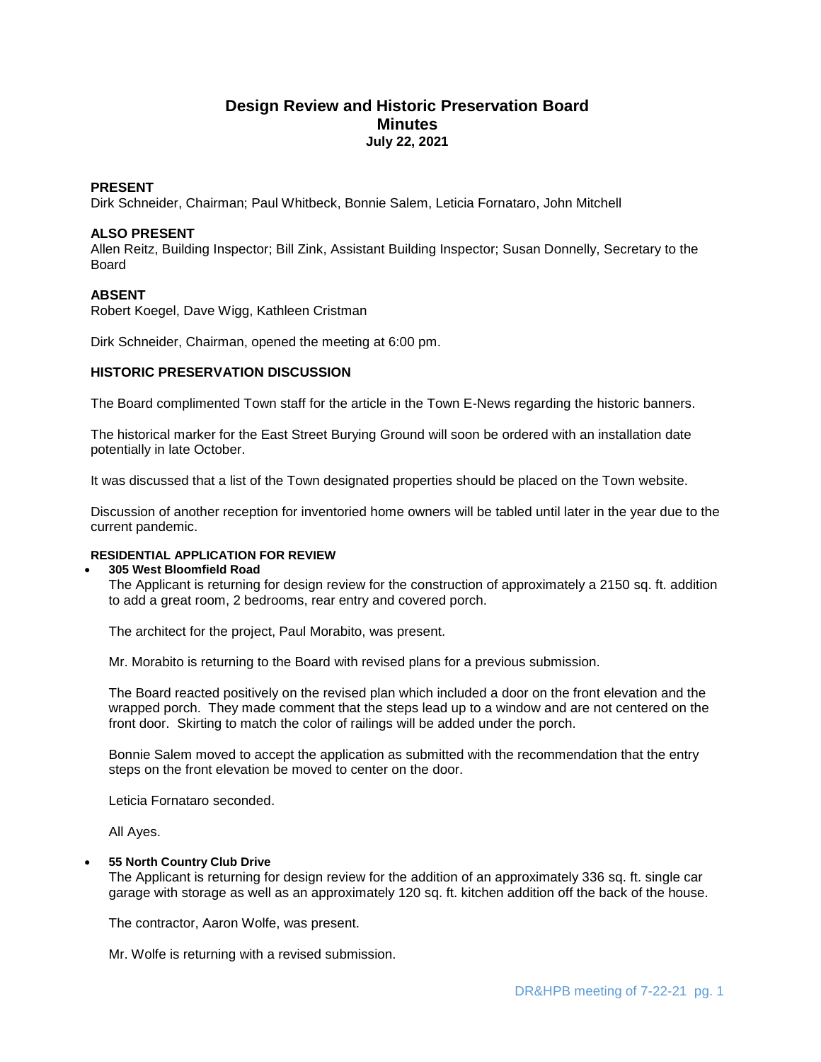# Design Review and Historic Preservation Board
## Minutes
### July 22, 2021

**PRESENT**
Dirk Schneider, Chairman; Paul Whitbeck, Bonnie Salem, Leticia Fornataro, John Mitchell

**ALSO PRESENT**
Allen Reitz, Building Inspector; Bill Zink, Assistant Building Inspector; Susan Donnelly, Secretary to the Board

**ABSENT**
Robert Koegel, Dave Wigg, Kathleen Cristman

Dirk Schneider, Chairman, opened the meeting at 6:00 pm.

**HISTORIC PRESERVATION DISCUSSION**

The Board complimented Town staff for the article in the Town E-News regarding the historic banners.

The historical marker for the East Street Burying Ground will soon be ordered with an installation date potentially in late October.

It was discussed that a list of the Town designated properties should be placed on the Town website.

Discussion of another reception for inventoried home owners will be tabled until later in the year due to the current pandemic.

**RESIDENTIAL APPLICATION FOR REVIEW**

- **305 West Bloomfield Road**

  The Applicant is returning for design review for the construction of approximately a 2150 sq. ft. addition to add a great room, 2 bedrooms, rear entry and covered porch.

  The architect for the project, Paul Morabito, was present.

  Mr. Morabito is returning to the Board with revised plans for a previous submission.

  The Board reacted positively on the revised plan which included a door on the front elevation and the wrapped porch. They made comment that the steps lead up to a window and are not centered on the front door. Skirting to match the color of railings will be added under the porch.

  Bonnie Salem moved to accept the application as submitted with the recommendation that the entry steps on the front elevation be moved to center on the door.

  Leticia Fornataro seconded.

  All Ayes.

- **55 North Country Club Drive**

  The Applicant is returning for design review for the addition of an approximately 336 sq. ft. single car garage with storage as well as an approximately 120 sq. ft. kitchen addition off the back of the house.

  The contractor, Aaron Wolfe, was present.

  Mr. Wolfe is returning with a revised submission.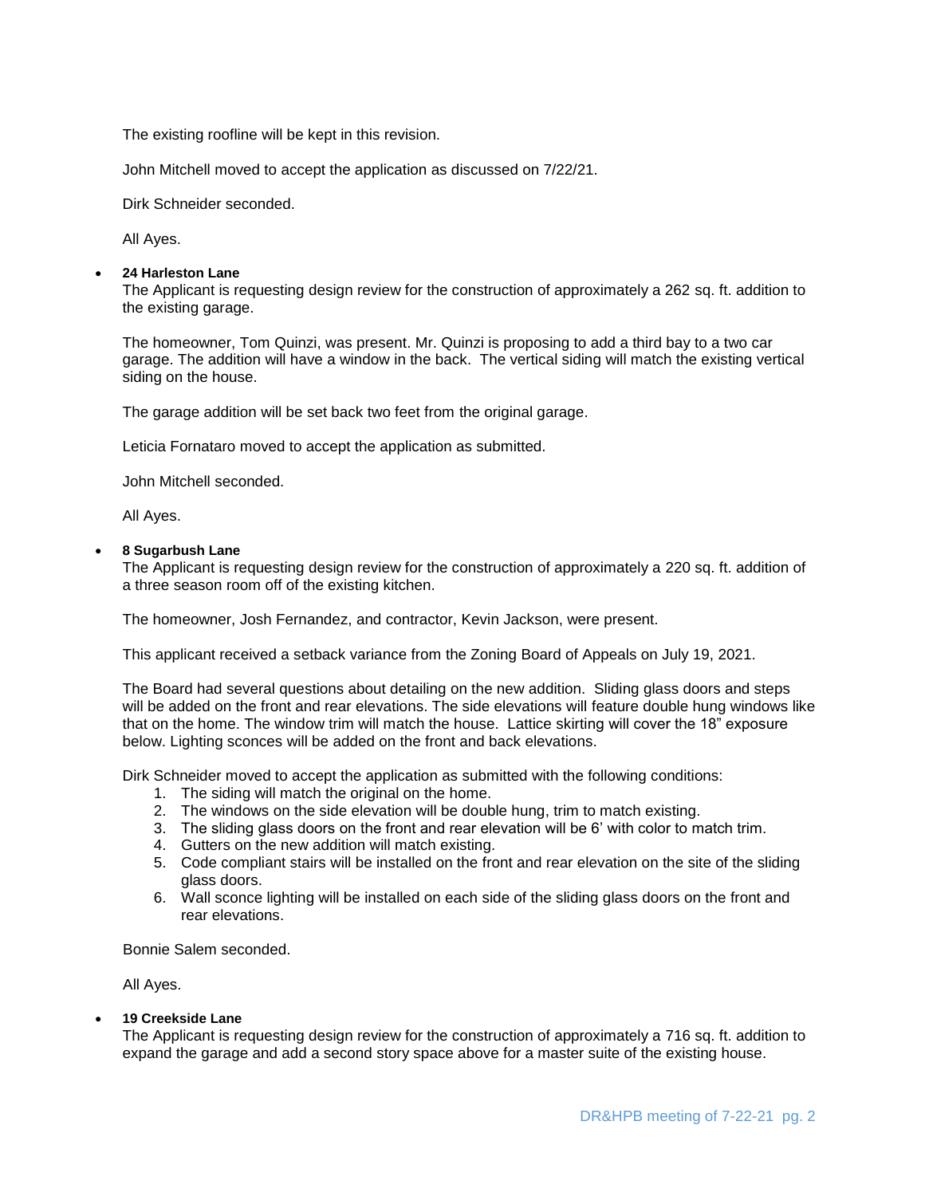The existing roofline will be kept in this revision.

John Mitchell moved to accept the application as discussed on 7/22/21.

Dirk Schneider seconded.

All Ayes.

- **24 Harleston Lane**

  The Applicant is requesting design review for the construction of approximately a 262 sq. ft. addition to the existing garage.

  The homeowner, Tom Quinzi, was present. Mr. Quinzi is proposing to add a third bay to a two car garage. The addition will have a window in the back. The vertical siding will match the existing vertical siding on the house.

  The garage addition will be set back two feet from the original garage.

  Leticia Fornataro moved to accept the application as submitted.

  John Mitchell seconded.

  All Ayes.

- **8 Sugarbush Lane**

  The Applicant is requesting design review for the construction of approximately a 220 sq. ft. addition of a three season room off of the existing kitchen.

  The homeowner, Josh Fernandez, and contractor, Kevin Jackson, were present.

  This applicant received a setback variance from the Zoning Board of Appeals on July 19, 2021.

  The Board had several questions about detailing on the new addition. Sliding glass doors and steps will be added on the front and rear elevations. The side elevations will feature double hung windows like that on the home. The window trim will match the house. Lattice skirting will cover the 18" exposure below. Lighting sconces will be added on the front and back elevations.

  Dirk Schneider moved to accept the application as submitted with the following conditions:

  1. The siding will match the original on the home.
  2. The windows on the side elevation will be double hung, trim to match existing.
  3. The sliding glass doors on the front and rear elevation will be 6' with color to match trim.
  4. Gutters on the new addition will match existing.
  5. Code compliant stairs will be installed on the front and rear elevation on the site of the sliding glass doors.
  6. Wall sconce lighting will be installed on each side of the sliding glass doors on the front and rear elevations.

  Bonnie Salem seconded.

  All Ayes.

- **19 Creekside Lane**

  The Applicant is requesting design review for the construction of approximately a 716 sq. ft. addition to expand the garage and add a second story space above for a master suite of the existing house.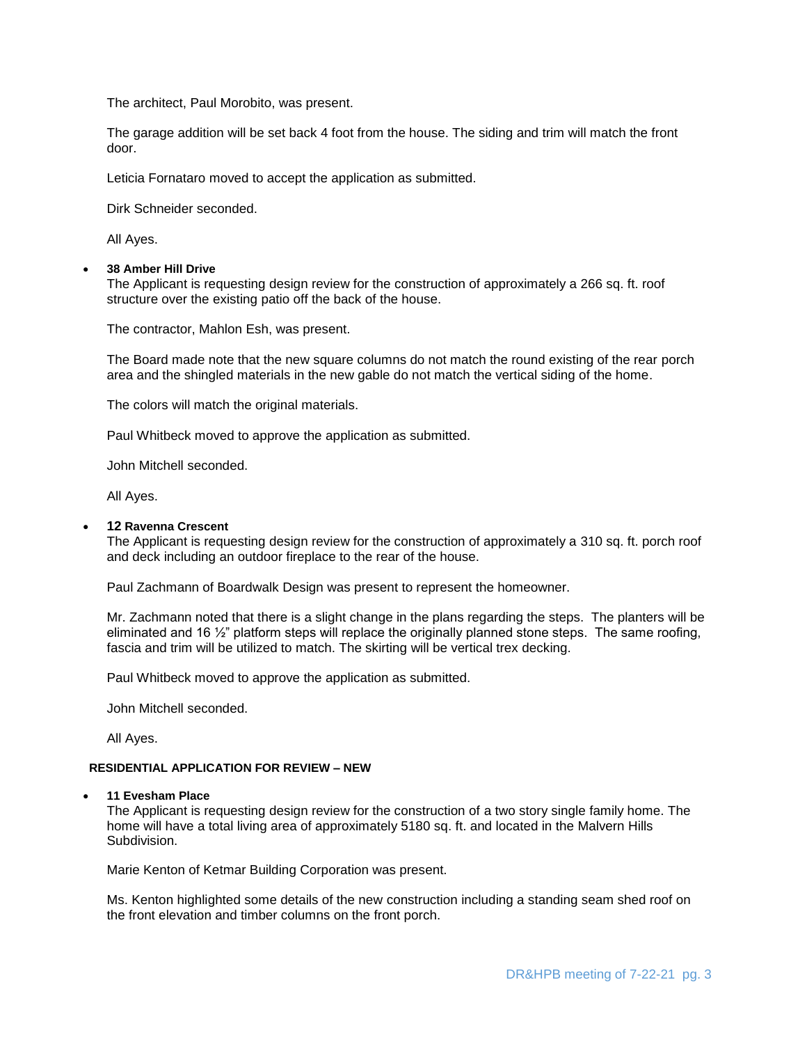The architect, Paul Morobito, was present.

The garage addition will be set back 4 foot from the house. The siding and trim will match the front door.

Leticia Fornataro moved to accept the application as submitted.

Dirk Schneider seconded.

All Ayes.

- **38 Amber Hill Drive**
  The Applicant is requesting design review for the construction of approximately a 266 sq. ft. roof structure over the existing patio off the back of the house.

  The contractor, Mahlon Esh, was present.

  The Board made note that the new square columns do not match the round existing of the rear porch area and the shingled materials in the new gable do not match the vertical siding of the home.

  The colors will match the original materials.

  Paul Whitbeck moved to approve the application as submitted.

  John Mitchell seconded.

  All Ayes.

- **12 Ravenna Crescent**
  The Applicant is requesting design review for the construction of approximately a 310 sq. ft. porch roof and deck including an outdoor fireplace to the rear of the house.

  Paul Zachmann of Boardwalk Design was present to represent the homeowner.

  Mr. Zachmann noted that there is a slight change in the plans regarding the steps. The planters will be eliminated and 16 ½" platform steps will replace the originally planned stone steps. The same roofing, fascia and trim will be utilized to match. The skirting will be vertical trex decking.

  Paul Whitbeck moved to approve the application as submitted.

  John Mitchell seconded.

  All Ayes.

**RESIDENTIAL APPLICATION FOR REVIEW – NEW**

- **11 Evesham Place**
  The Applicant is requesting design review for the construction of a two story single family home. The home will have a total living area of approximately 5180 sq. ft. and located in the Malvern Hills Subdivision.

  Marie Kenton of Ketmar Building Corporation was present.

  Ms. Kenton highlighted some details of the new construction including a standing seam shed roof on the front elevation and timber columns on the front porch.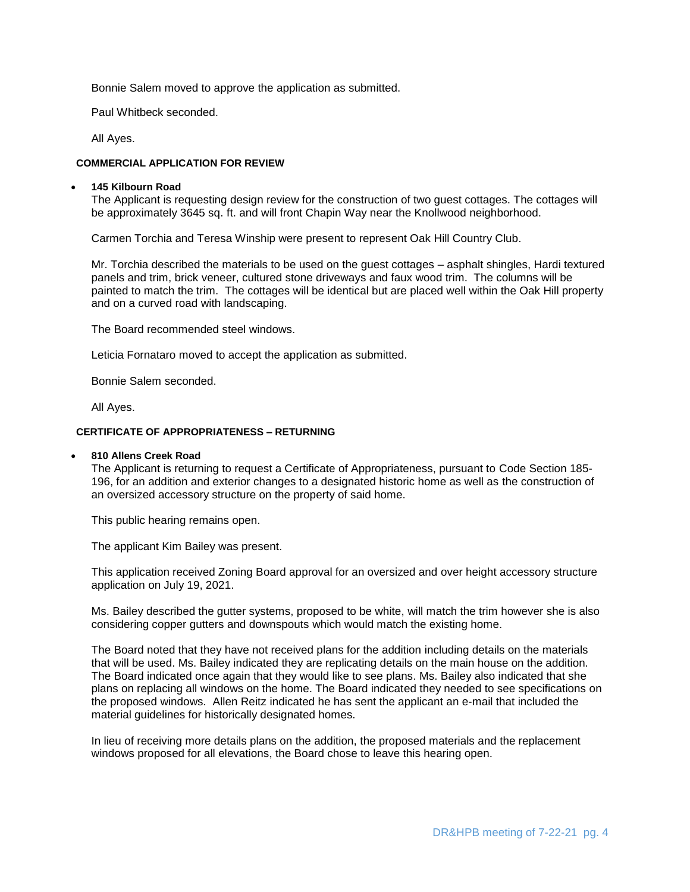Bonnie Salem moved to approve the application as submitted.

Paul Whitbeck seconded.

All Ayes.

**COMMERCIAL APPLICATION FOR REVIEW**

- **145 Kilbourn Road**
  The Applicant is requesting design review for the construction of two guest cottages. The cottages will be approximately 3645 sq. ft. and will front Chapin Way near the Knollwood neighborhood.

  Carmen Torchia and Teresa Winship were present to represent Oak Hill Country Club.

  Mr. Torchia described the materials to be used on the guest cottages – asphalt shingles, Hardi textured panels and trim, brick veneer, cultured stone driveways and faux wood trim. The columns will be painted to match the trim. The cottages will be identical but are placed well within the Oak Hill property and on a curved road with landscaping.

  The Board recommended steel windows.

  Leticia Fornataro moved to accept the application as submitted.

  Bonnie Salem seconded.

  All Ayes.

**CERTIFICATE OF APPROPRIATENESS – RETURNING**

- **810 Allens Creek Road**
  The Applicant is returning to request a Certificate of Appropriateness, pursuant to Code Section 185-196, for an addition and exterior changes to a designated historic home as well as the construction of an oversized accessory structure on the property of said home.

  This public hearing remains open.

  The applicant Kim Bailey was present.

  This application received Zoning Board approval for an oversized and over height accessory structure application on July 19, 2021.

  Ms. Bailey described the gutter systems, proposed to be white, will match the trim however she is also considering copper gutters and downspouts which would match the existing home.

  The Board noted that they have not received plans for the addition including details on the materials that will be used. Ms. Bailey indicated they are replicating details on the main house on the addition. The Board indicated once again that they would like to see plans. Ms. Bailey also indicated that she plans on replacing all windows on the home. The Board indicated they needed to see specifications on the proposed windows. Allen Reitz indicated he has sent the applicant an e-mail that included the material guidelines for historically designated homes.

  In lieu of receiving more details plans on the addition, the proposed materials and the replacement windows proposed for all elevations, the Board chose to leave this hearing open.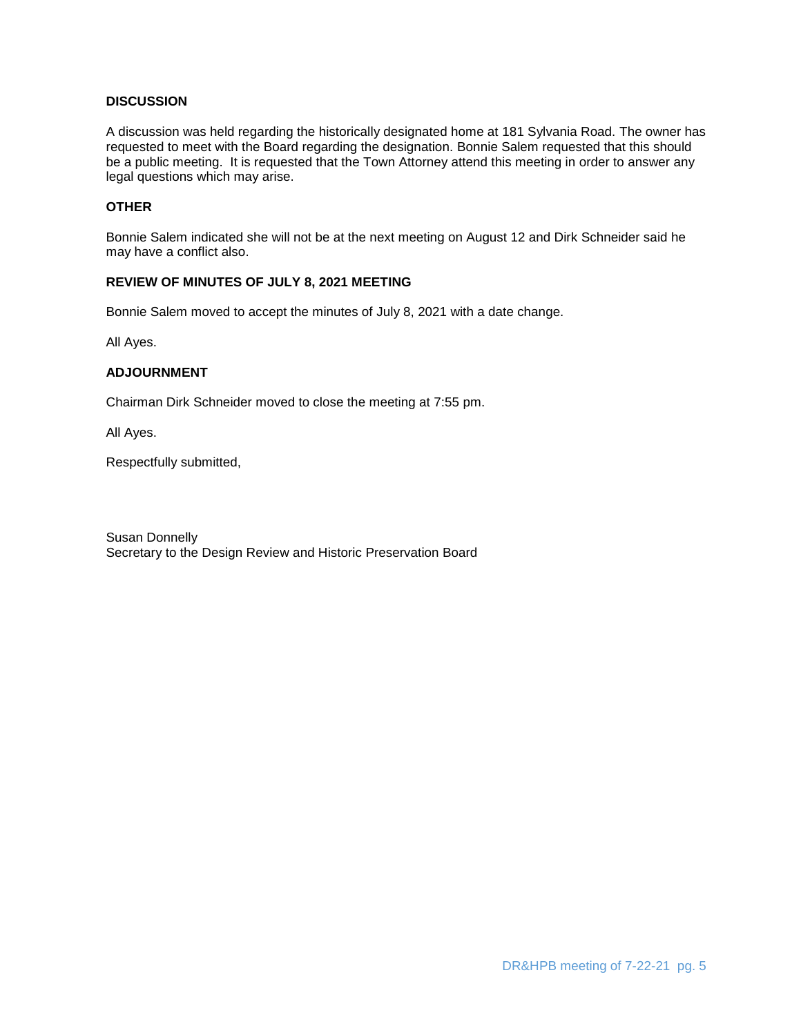**DISCUSSION**

A discussion was held regarding the historically designated home at 181 Sylvania Road. The owner has requested to meet with the Board regarding the designation. Bonnie Salem requested that this should be a public meeting. It is requested that the Town Attorney attend this meeting in order to answer any legal questions which may arise.

**OTHER**

Bonnie Salem indicated she will not be at the next meeting on August 12 and Dirk Schneider said he may have a conflict also.

**REVIEW OF MINUTES OF JULY 8, 2021 MEETING**

Bonnie Salem moved to accept the minutes of July 8, 2021 with a date change.

All Ayes.

**ADJOURNMENT**

Chairman Dirk Schneider moved to close the meeting at 7:55 pm.

All Ayes.

Respectfully submitted,

Susan Donnelly
Secretary to the Design Review and Historic Preservation Board